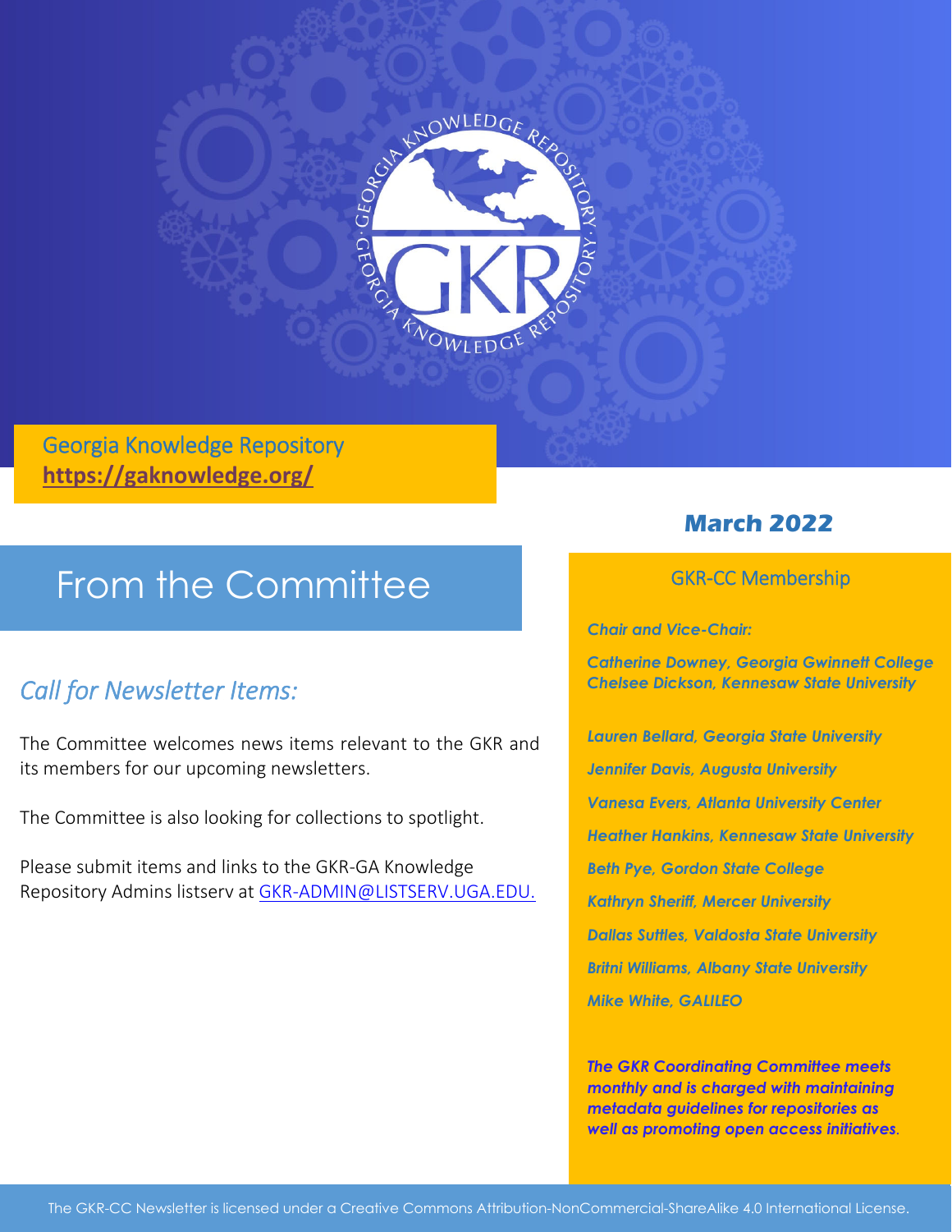Georgia Knowledge Repository
**https://gaknowledge.org/**

# From the Committee

## *Call for Newsletter Items:*

The Committee welcomes news items relevant to the GKR and its members for our upcoming newsletters.

The Committee is also looking for collections to spotlight.

Please submit items and links to the GKR-GA Knowledge Repository Admins listserv at GKR-ADMIN@LISTSERV.UGA.EDU.

## **March 2022**

### GKR-CC Membership

***Chair and Vice-Chair:***

***Catherine Downey, Georgia Gwinnett College***
***Chelsee Dickson, Kennesaw State University***

***Lauren Bellard, Georgia State University***

***Jennifer Davis, Augusta University***

***Vanesa Evers, Atlanta University Center***

***Heather Hankins, Kennesaw State University***

***Beth Pye, Gordon State College***

***Kathryn Sheriff, Mercer University***

***Dallas Suttles, Valdosta State University***

***Britni Williams, Albany State University***

***Mike White, GALILEO***

***The GKR Coordinating Committee meets monthly and is charged with maintaining metadata guidelines for repositories as well as promoting open access initiatives.***

The GKR-CC Newsletter is licensed under a Creative Commons Attribution-NonCommercial-ShareAlike 4.0 International License.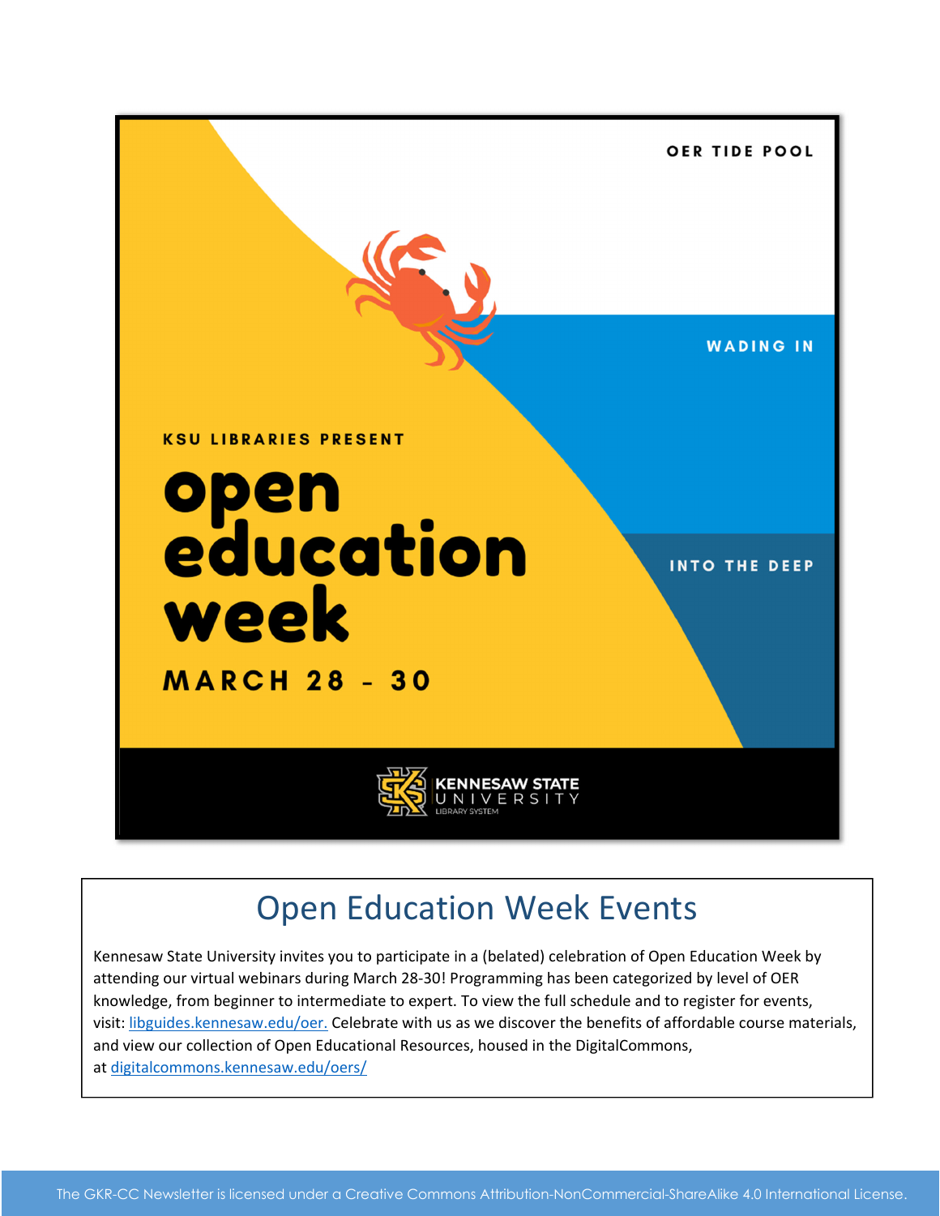OER TIDE POOL

WADING IN

INTO THE DEEP

KSU LIBRARIES PRESENT

# open education week

MARCH 28 - 30

KENNESAW STATE UNIVERSITY
LIBRARY SYSTEM

## Open Education Week Events

Kennesaw State University invites you to participate in a (belated) celebration of Open Education Week by attending our virtual webinars during March 28-30! Programming has been categorized by level of OER knowledge, from beginner to intermediate to expert. To view the full schedule and to register for events, visit: [libguides.kennesaw.edu/oer.](libguides.kennesaw.edu/oer) Celebrate with us as we discover the benefits of affordable course materials, and view our collection of Open Educational Resources, housed in the DigitalCommons, at [digitalcommons.kennesaw.edu/oers/](digitalcommons.kennesaw.edu/oers/)